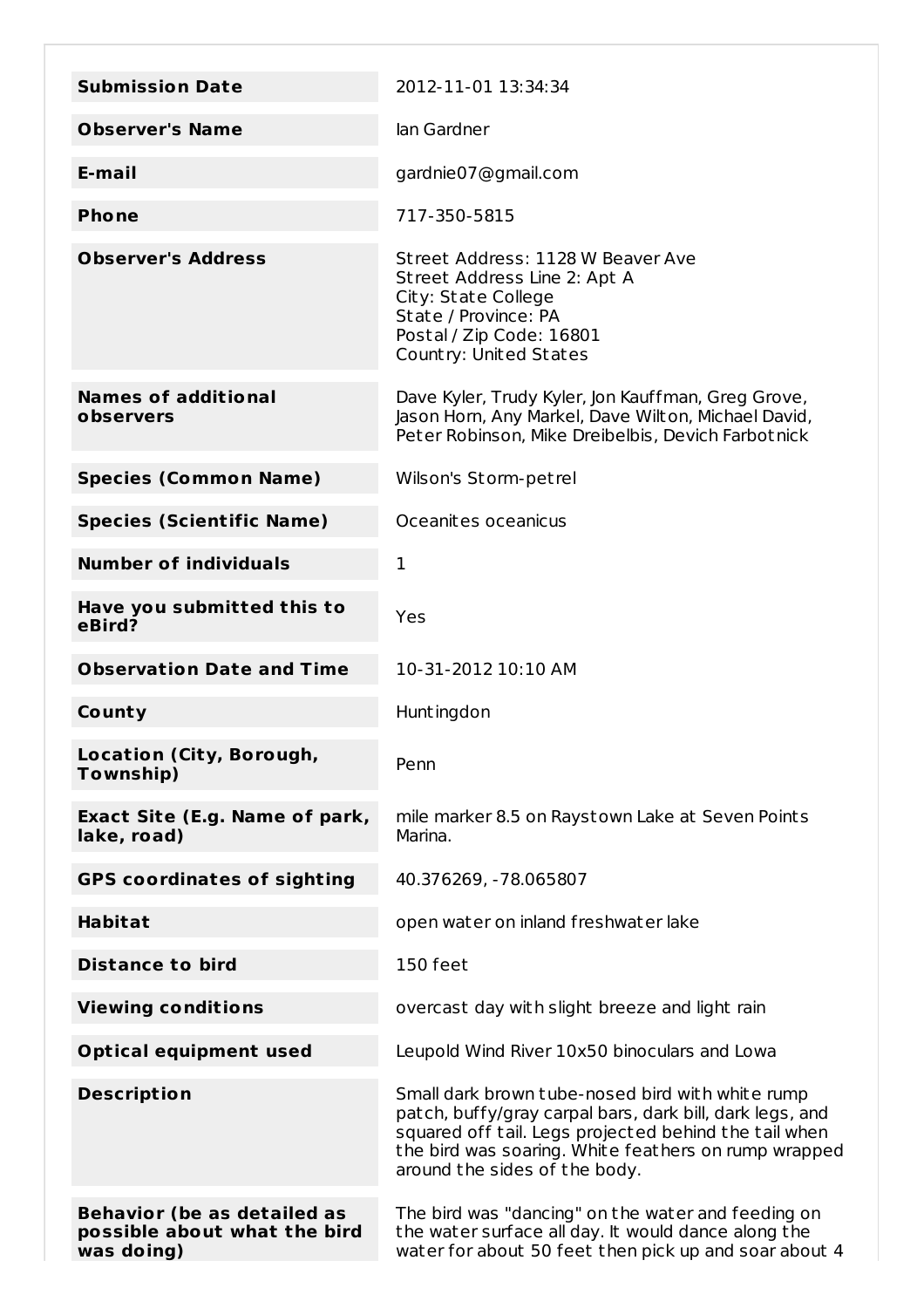| | |
|---|---|
| **Submission Date** | 2012-11-01 13:34:34 |
| **Observer's Name** | Ian Gardner |
| **E-mail** | gardnie07@gmail.com |
| **Phone** | 717-350-5815 |
| **Observer's Address** | Street Address: 1128 W Beaver Ave<br>Street Address Line 2: Apt A<br>City: State College<br>State / Province: PA<br>Postal / Zip Code: 16801<br>Country: United States |
| **Names of additional observers** | Dave Kyler, Trudy Kyler, Jon Kauffman, Greg Grove, Jason Horn, Any Markel, Dave Wilton, Michael David, Peter Robinson, Mike Dreibelbis, Devich Farbotnick |
| **Species (Common Name)** | Wilson's Storm-petrel |
| **Species (Scientific Name)** | Oceanites oceanicus |
| **Number of individuals** | 1 |
| **Have you submitted this to eBird?** | Yes |
| **Observation Date and Time** | 10-31-2012 10:10 AM |
| **County** | Huntingdon |
| **Location (City, Borough, Township)** | Penn |
| **Exact Site (E.g. Name of park, lake, road)** | mile marker 8.5 on Raystown Lake at Seven Points Marina. |
| **GPS coordinates of sighting** | 40.376269, -78.065807 |
| **Habitat** | open water on inland freshwater lake |
| **Distance to bird** | 150 feet |
| **Viewing conditions** | overcast day with slight breeze and light rain |
| **Optical equipment used** | Leupold Wind River 10x50 binoculars and Lowa |
| **Description** | Small dark brown tube-nosed bird with white rump patch, buffy/gray carpal bars, dark bill, dark legs, and squared off tail. Legs projected behind the tail when the bird was soaring. White feathers on rump wrapped around the sides of the body. |
| **Behavior (be as detailed as possible about what the bird was doing)** | The bird was "dancing" on the water and feeding on the water surface all day. It would dance along the water for about 50 feet then pick up and soar about 4 |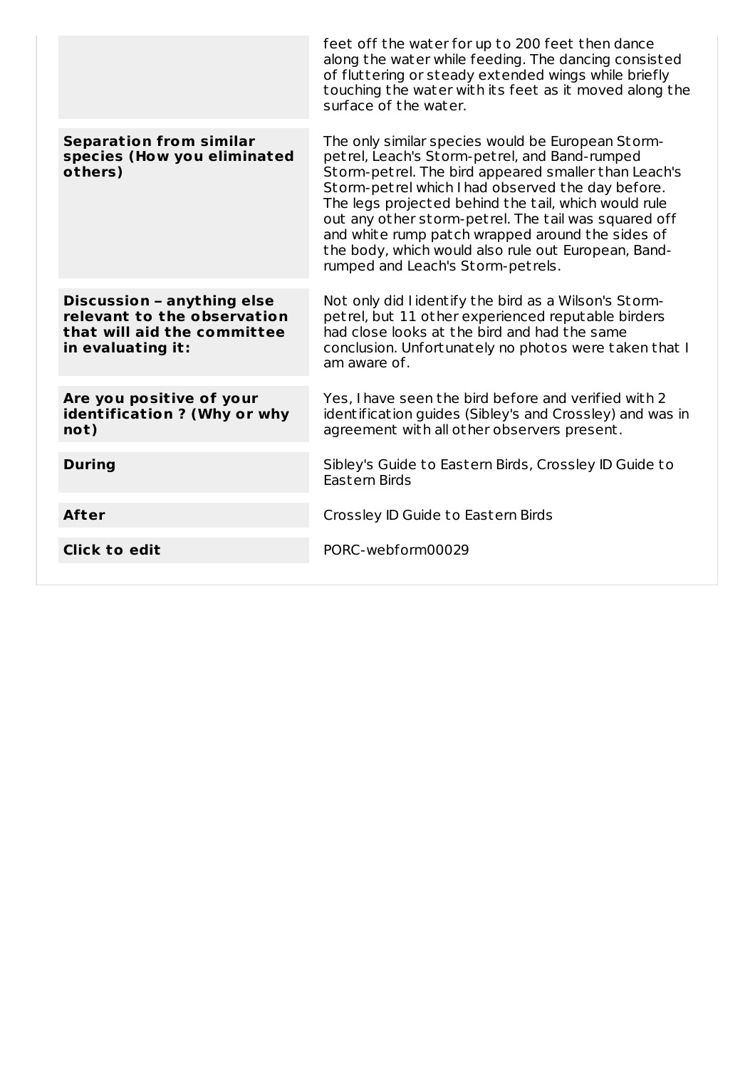| | |
|---|---|
| | feet off the water for up to 200 feet then dance along the water while feeding. The dancing consisted of fluttering or steady extended wings while briefly touching the water with its feet as it moved along the surface of the water. |
| **Separation from similar species (How you eliminated others)** | The only similar species would be European Storm-petrel, Leach's Storm-petrel, and Band-rumped Storm-petrel. The bird appeared smaller than Leach's Storm-petrel which I had observed the day before. The legs projected behind the tail, which would rule out any other storm-petrel. The tail was squared off and white rump patch wrapped around the sides of the body, which would also rule out European, Band-rumped and Leach's Storm-petrels. |
| **Discussion – anything else relevant to the observation that will aid the committee in evaluating it:** | Not only did I identify the bird as a Wilson's Storm-petrel, but 11 other experienced reputable birders had close looks at the bird and had the same conclusion. Unfortunately no photos were taken that I am aware of. |
| **Are you positive of your identification ? (Why or why not)** | Yes, I have seen the bird before and verified with 2 identification guides (Sibley's and Crossley) and was in agreement with all other observers present. |
| **During** | Sibley's Guide to Eastern Birds, Crossley ID Guide to Eastern Birds |
| **After** | Crossley ID Guide to Eastern Birds |
| **Click to edit** | PORC-webform00029 |